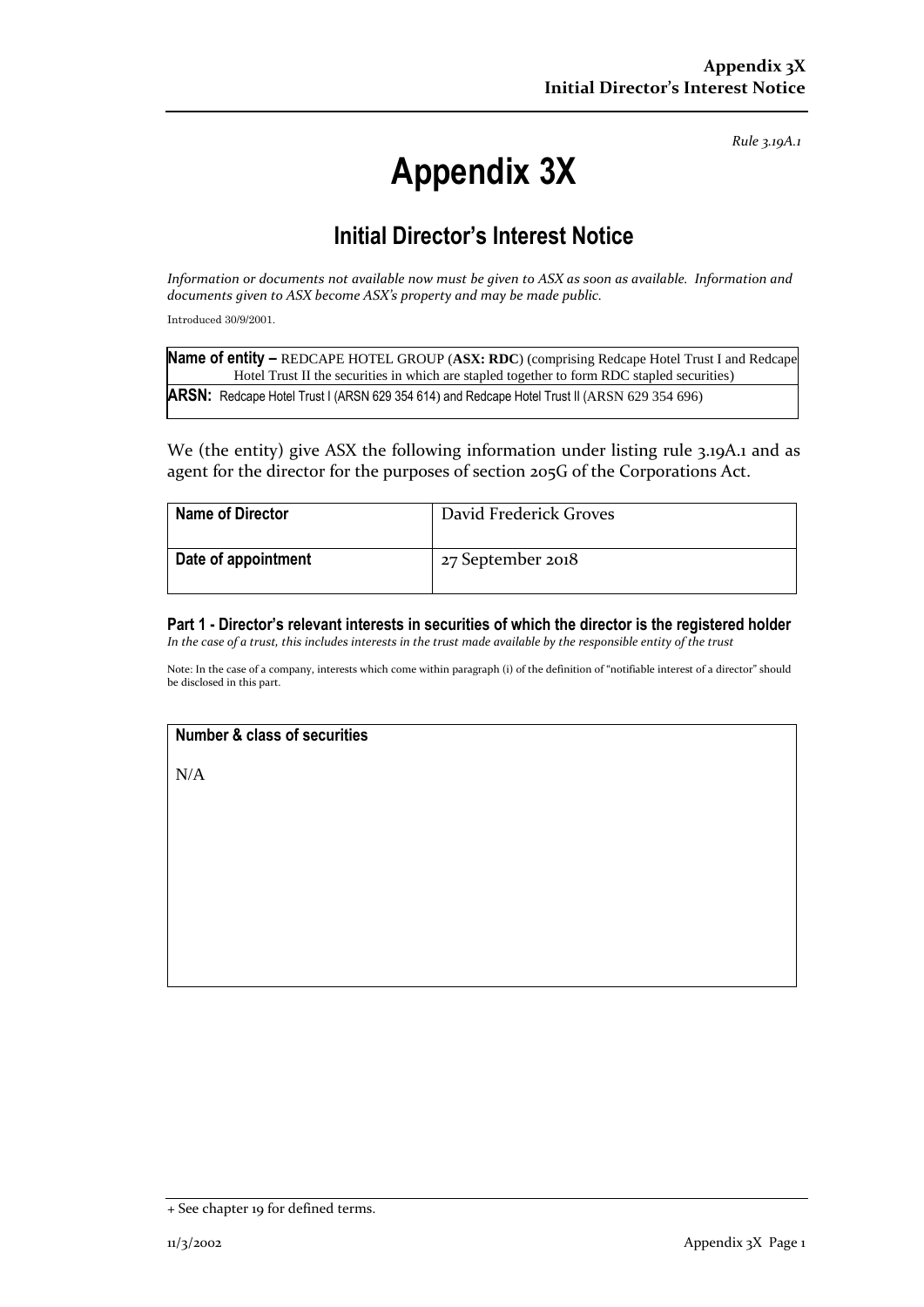Rule 3.19A.1

# Appendix 3X

## Initial Director's Interest Notice

*Information or documents not available now must be given to ASX as soon as available. Information and documents given to ASX become ASX's property and may be made public.*

Introduced 30/9/2001.

| **Name of entity –** REDCAPE HOTEL GROUP (**ASX: RDC**) (comprising Redcape Hotel Trust I and Redcape Hotel Trust II the securities in which are stapled together to form RDC stapled securities) |
|---|
| **ARSN:** Redcape Hotel Trust I (ARSN 629 354 614) and Redcape Hotel Trust II (ARSN 629 354 696) |

We (the entity) give ASX the following information under listing rule 3.19A.1 and as agent for the director for the purposes of section 205G of the Corporations Act.

| **Name of Director** | David Frederick Groves |
|---|---|
| **Date of appointment** | 27 September 2018 |

### Part 1 - Director's relevant interests in securities of which the director is the registered holder

*In the case of a trust, this includes interests in the trust made available by the responsible entity of the trust*

Note: In the case of a company, interests which come within paragraph (i) of the definition of "notifiable interest of a director" should be disclosed in this part.

| **Number & class of securities** |
|---|
| N/A |

+ See chapter 19 for defined terms.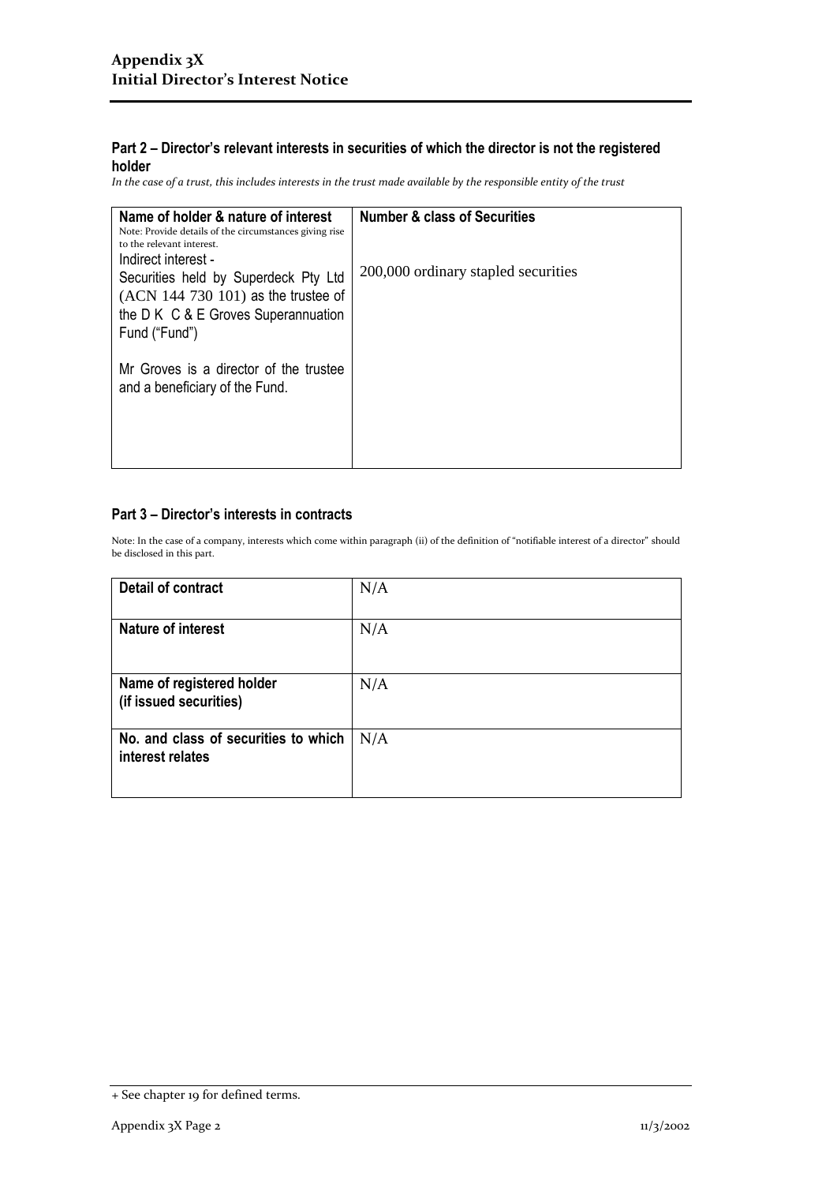## Part 2 – Director's relevant interests in securities of which the director is not the registered holder

*In the case of a trust, this includes interests in the trust made available by the responsible entity of the trust*

| Name of holder & nature of interest<br>Note: Provide details of the circumstances giving rise to the relevant interest. | Number & class of Securities |
|---|---|
| Indirect interest -<br>Securities held by Superdeck Pty Ltd (ACN 144 730 101) as the trustee of the D K C & E Groves Superannuation Fund ("Fund")<br><br>Mr Groves is a director of the trustee and a beneficiary of the Fund. | 200,000 ordinary stapled securities |

## Part 3 – Director's interests in contracts

Note: In the case of a company, interests which come within paragraph (ii) of the definition of "notifiable interest of a director" should be disclosed in this part.

| | |
|---|---|
| **Detail of contract** | N/A |
| **Nature of interest** | N/A |
| **Name of registered holder (if issued securities)** | N/A |
| **No. and class of securities to which interest relates** | N/A |

+ See chapter 19 for defined terms.